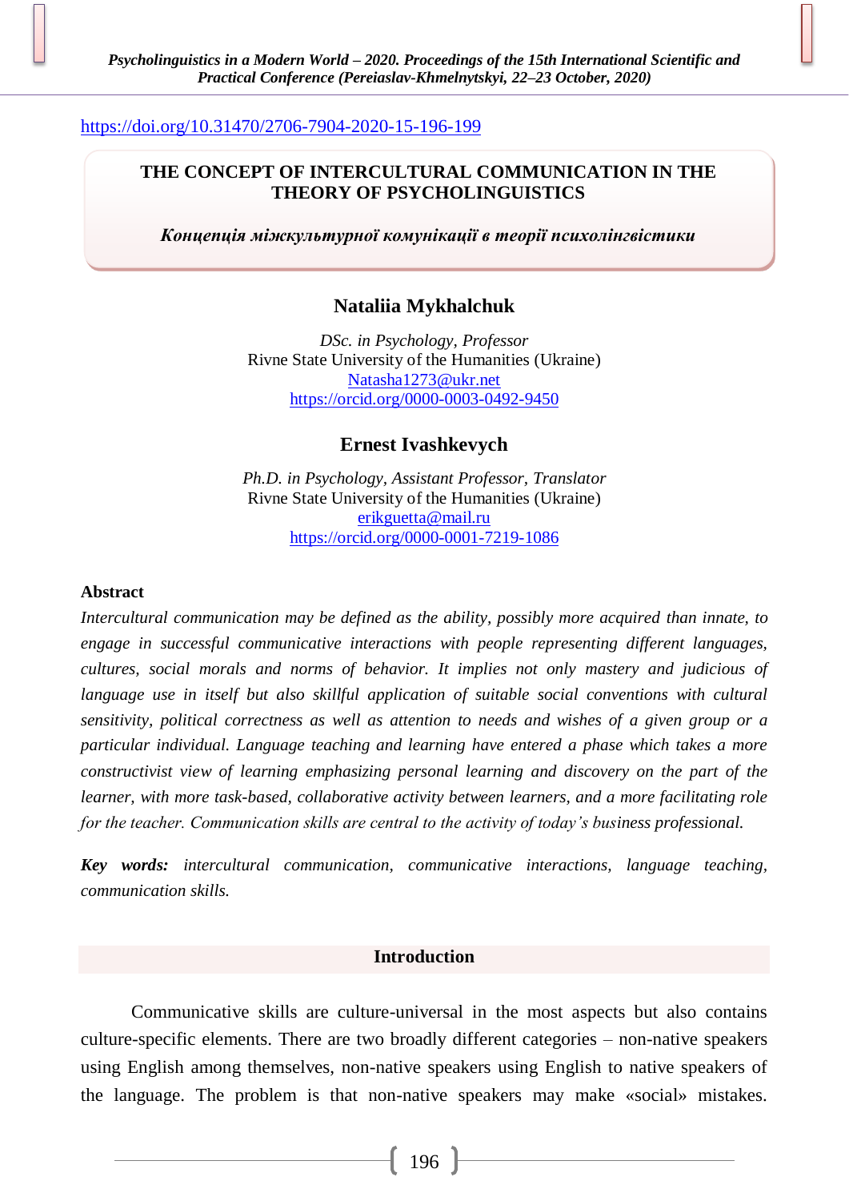https://doi.org/10.31470/2706-7904-2020-15-196-199

# THE CONCEPT OF INTERCULTURAL COMMUNICATION IN THE THEORY OF PSYCHOLINGUISTICS

***Концепція міжкультурної комунікації в теорії психолінгвістики***

## Nataliia Mykhalchuk

*DSc. in Psychology, Professor*
Rivne State University of the Humanities (Ukraine)
Natasha1273@ukr.net
https://orcid.org/0000-0003-0492-9450

## Ernest Ivashkevych

*Ph.D. in Psychology, Assistant Professor, Translator*
Rivne State University of the Humanities (Ukraine)
erikguetta@mail.ru
https://orcid.org/0000-0001-7219-1086

**Abstract**

*Intercultural communication may be defined as the ability, possibly more acquired than innate, to engage in successful communicative interactions with people representing different languages, cultures, social morals and norms of behavior. It implies not only mastery and judicious of language use in itself but also skillful application of suitable social conventions with cultural sensitivity, political correctness as well as attention to needs and wishes of a given group or a particular individual. Language teaching and learning have entered a phase which takes a more constructivist view of learning emphasizing personal learning and discovery on the part of the learner, with more task-based, collaborative activity between learners, and a more facilitating role for the teacher. Communication skills are central to the activity of today's business professional.*

***Key words:*** *intercultural communication, communicative interactions, language teaching, communication skills.*

## Introduction

Communicative skills are culture-universal in the most aspects but also contains culture-specific elements. There are two broadly different categories – non-native speakers using English among themselves, non-native speakers using English to native speakers of the language. The problem is that non-native speakers may make «social» mistakes.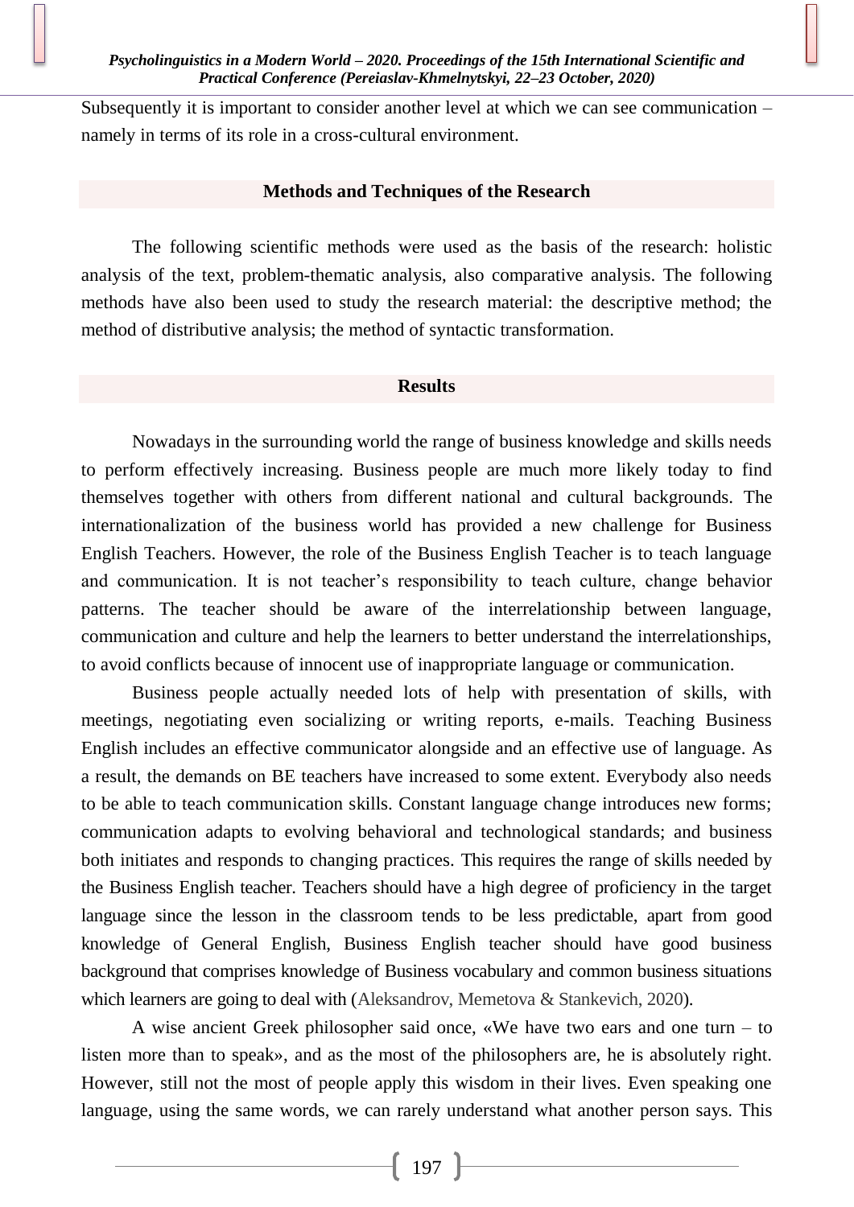Subsequently it is important to consider another level at which we can see communication – namely in terms of its role in a cross-cultural environment.

## Methods and Techniques of the Research

The following scientific methods were used as the basis of the research: holistic analysis of the text, problem-thematic analysis, also comparative analysis. The following methods have also been used to study the research material: the descriptive method; the method of distributive analysis; the method of syntactic transformation.

## Results

Nowadays in the surrounding world the range of business knowledge and skills needs to perform effectively increasing. Business people are much more likely today to find themselves together with others from different national and cultural backgrounds. The internationalization of the business world has provided a new challenge for Business English Teachers. However, the role of the Business English Teacher is to teach language and communication. It is not teacher's responsibility to teach culture, change behavior patterns. The teacher should be aware of the interrelationship between language, communication and culture and help the learners to better understand the interrelationships, to avoid conflicts because of innocent use of inappropriate language or communication.

Business people actually needed lots of help with presentation of skills, with meetings, negotiating even socializing or writing reports, e-mails. Teaching Business English includes an effective communicator alongside and an effective use of language. As a result, the demands on BE teachers have increased to some extent. Everybody also needs to be able to teach communication skills. Constant language change introduces new forms; communication adapts to evolving behavioral and technological standards; and business both initiates and responds to changing practices. This requires the range of skills needed by the Business English teacher. Teachers should have a high degree of proficiency in the target language since the lesson in the classroom tends to be less predictable, apart from good knowledge of General English, Business English teacher should have good business background that comprises knowledge of Business vocabulary and common business situations which learners are going to deal with (Aleksandrov, Memetova & Stankevich, 2020).

A wise ancient Greek philosopher said once, «We have two ears and one turn – to listen more than to speak», and as the most of the philosophers are, he is absolutely right. However, still not the most of people apply this wisdom in their lives. Even speaking one language, using the same words, we can rarely understand what another person says. This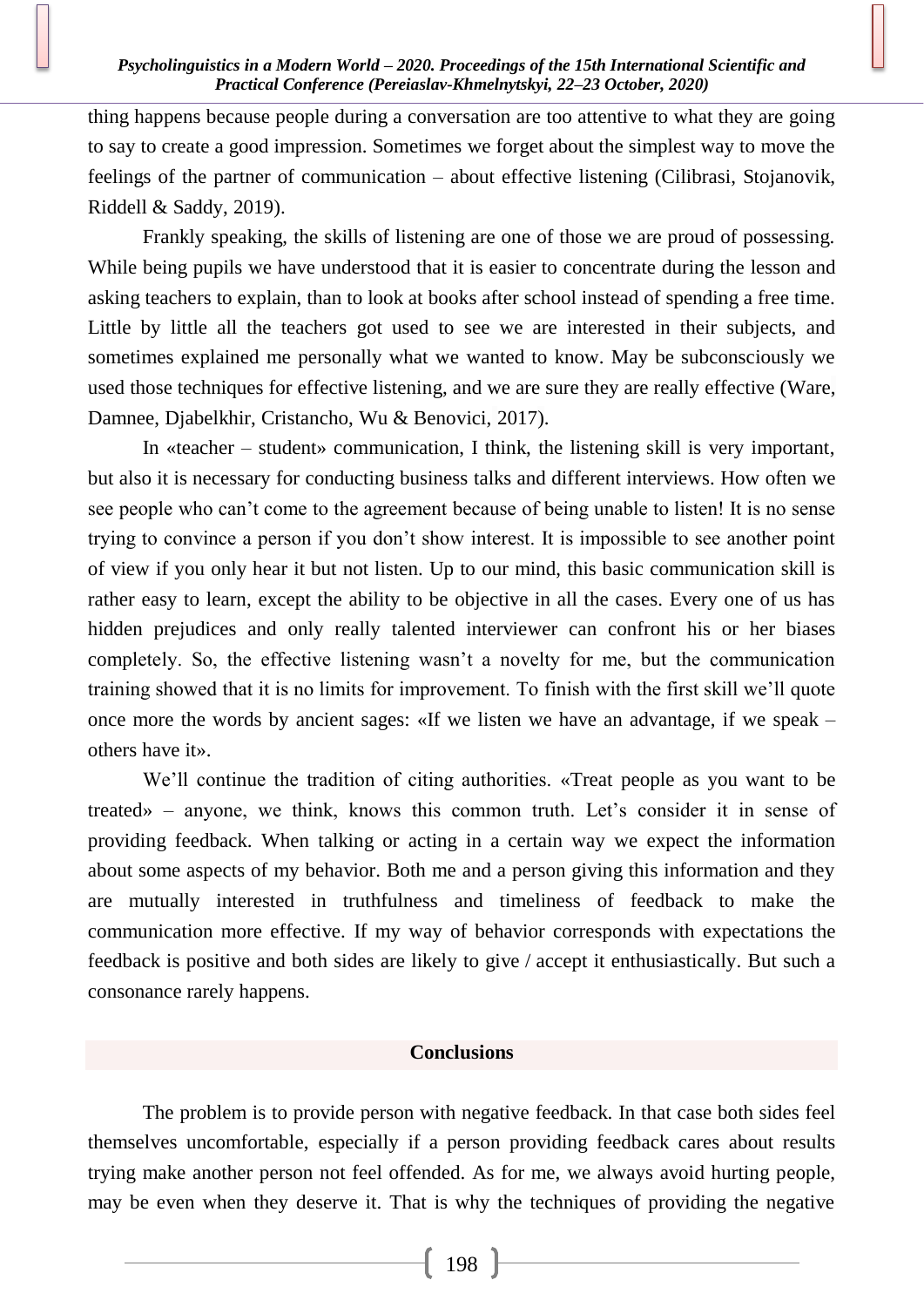thing happens because people during a conversation are too attentive to what they are going to say to create a good impression. Sometimes we forget about the simplest way to move the feelings of the partner of communication – about effective listening (Cilibrasi, Stojanovik, Riddell & Saddy, 2019).

Frankly speaking, the skills of listening are one of those we are proud of possessing. While being pupils we have understood that it is easier to concentrate during the lesson and asking teachers to explain, than to look at books after school instead of spending a free time. Little by little all the teachers got used to see we are interested in their subjects, and sometimes explained me personally what we wanted to know. May be subconsciously we used those techniques for effective listening, and we are sure they are really effective (Ware, Damnee, Djabelkhir, Cristancho, Wu & Benovici, 2017).

In «teacher – student» communication, I think, the listening skill is very important, but also it is necessary for conducting business talks and different interviews. How often we see people who can't come to the agreement because of being unable to listen! It is no sense trying to convince a person if you don't show interest. It is impossible to see another point of view if you only hear it but not listen. Up to our mind, this basic communication skill is rather easy to learn, except the ability to be objective in all the cases. Every one of us has hidden prejudices and only really talented interviewer can confront his or her biases completely. So, the effective listening wasn't a novelty for me, but the communication training showed that it is no limits for improvement. To finish with the first skill we'll quote once more the words by ancient sages: «If we listen we have an advantage, if we speak – others have it».

We'll continue the tradition of citing authorities. «Treat people as you want to be treated» – anyone, we think, knows this common truth. Let's consider it in sense of providing feedback. When talking or acting in a certain way we expect the information about some aspects of my behavior. Both me and a person giving this information and they are mutually interested in truthfulness and timeliness of feedback to make the communication more effective. If my way of behavior corresponds with expectations the feedback is positive and both sides are likely to give / accept it enthusiastically. But such a consonance rarely happens.

## Conclusions

The problem is to provide person with negative feedback. In that case both sides feel themselves uncomfortable, especially if a person providing feedback cares about results trying make another person not feel offended. As for me, we always avoid hurting people, may be even when they deserve it. That is why the techniques of providing the negative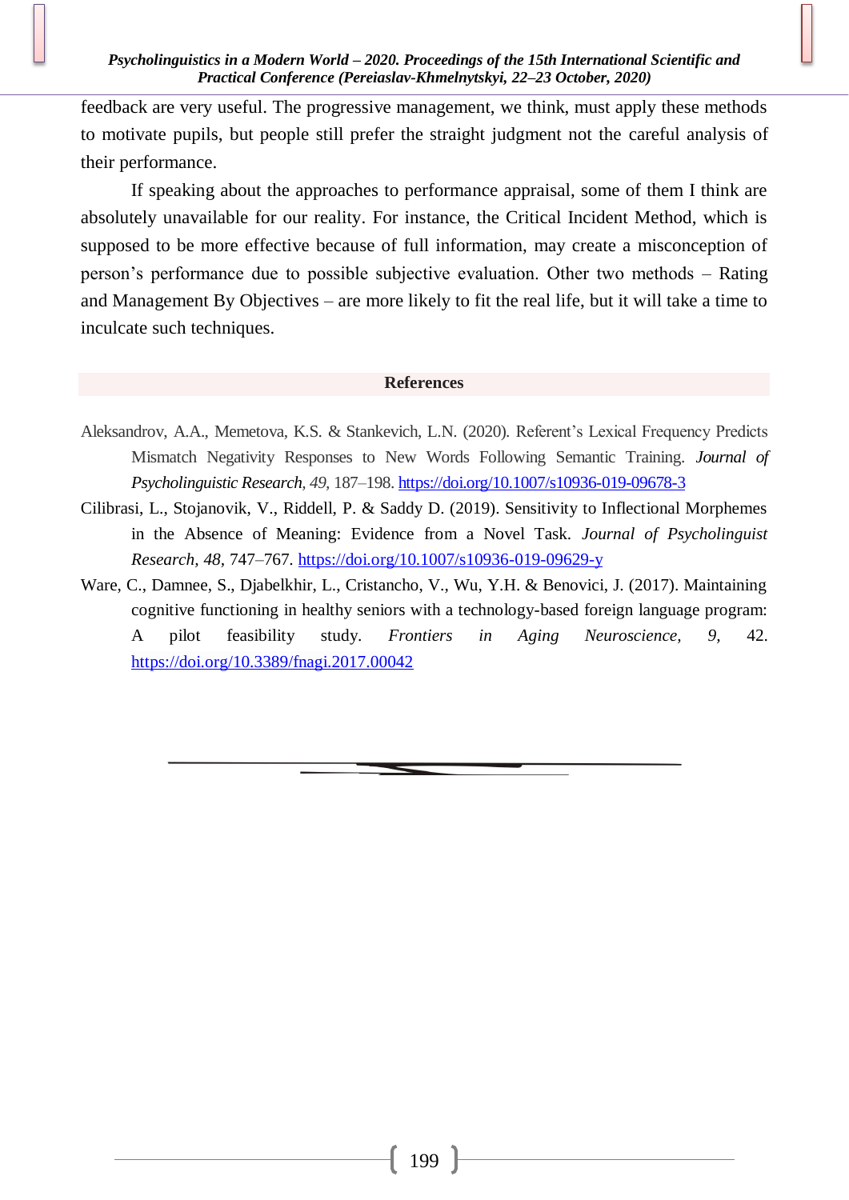feedback are very useful. The progressive management, we think, must apply these methods to motivate pupils, but people still prefer the straight judgment not the careful analysis of their performance.

If speaking about the approaches to performance appraisal, some of them I think are absolutely unavailable for our reality. For instance, the Critical Incident Method, which is supposed to be more effective because of full information, may create a misconception of person's performance due to possible subjective evaluation. Other two methods – Rating and Management By Objectives – are more likely to fit the real life, but it will take a time to inculcate such techniques.

## References

Aleksandrov, A.A., Memetova, K.S. & Stankevich, L.N. (2020). Referent's Lexical Frequency Predicts Mismatch Negativity Responses to New Words Following Semantic Training. *Journal of Psycholinguistic Research*, *49*, 187–198. https://doi.org/10.1007/s10936-019-09678-3

Cilibrasi, L., Stojanovik, V., Riddell, P. & Saddy D. (2019). Sensitivity to Inflectional Morphemes in the Absence of Meaning: Evidence from a Novel Task. *Journal of Psycholinguist Research*, *48*, 747–767. https://doi.org/10.1007/s10936-019-09629-y

Ware, C., Damnee, S., Djabelkhir, L., Cristancho, V., Wu, Y.H. & Benovici, J. (2017). Maintaining cognitive functioning in healthy seniors with a technology-based foreign language program: A pilot feasibility study. *Frontiers in Aging Neuroscience*, *9*, 42. https://doi.org/10.3389/fnagi.2017.00042